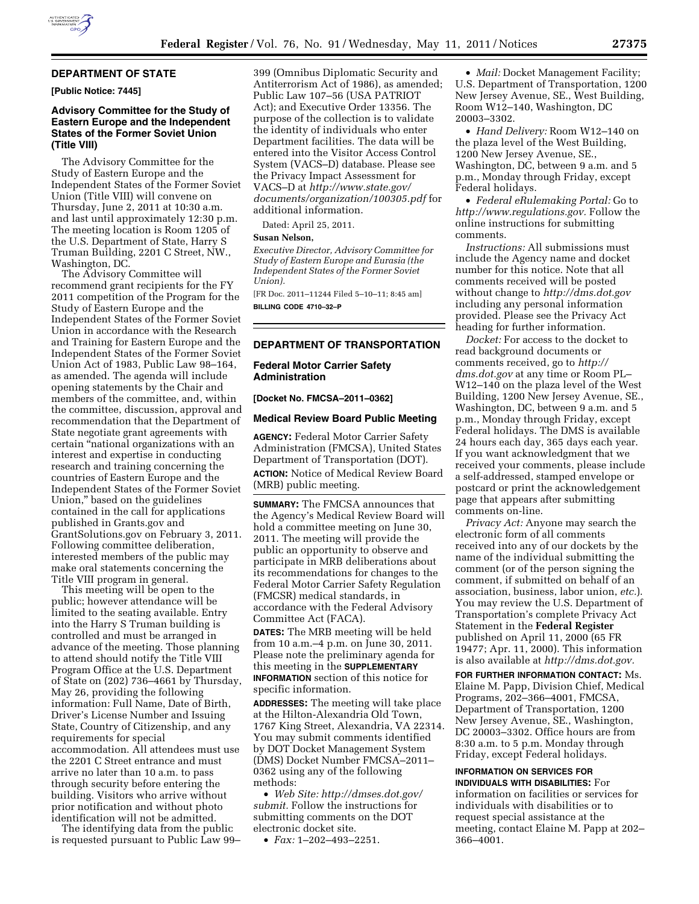## DEPARTMENT OF STATE

**[Public Notice: 7445]**

### Advisory Committee for the Study of Eastern Europe and the Independent States of the Former Soviet Union (Title VIII)

The Advisory Committee for the Study of Eastern Europe and the Independent States of the Former Soviet Union (Title VIII) will convene on Thursday, June 2, 2011 at 10:30 a.m. and last until approximately 12:30 p.m. The meeting location is Room 1205 of the U.S. Department of State, Harry S Truman Building, 2201 C Street, NW., Washington, DC.

The Advisory Committee will recommend grant recipients for the FY 2011 competition of the Program for the Study of Eastern Europe and the Independent States of the Former Soviet Union in accordance with the Research and Training for Eastern Europe and the Independent States of the Former Soviet Union Act of 1983, Public Law 98–164, as amended. The agenda will include opening statements by the Chair and members of the committee, and, within the committee, discussion, approval and recommendation that the Department of State negotiate grant agreements with certain "national organizations with an interest and expertise in conducting research and training concerning the countries of Eastern Europe and the Independent States of the Former Soviet Union," based on the guidelines contained in the call for applications published in Grants.gov and GrantSolutions.gov on February 3, 2011. Following committee deliberation, interested members of the public may make oral statements concerning the Title VIII program in general.

This meeting will be open to the public; however attendance will be limited to the seating available. Entry into the Harry S Truman building is controlled and must be arranged in advance of the meeting. Those planning to attend should notify the Title VIII Program Office at the U.S. Department of State on (202) 736–4661 by Thursday, May 26, providing the following information: Full Name, Date of Birth, Driver's License Number and Issuing State, Country of Citizenship, and any requirements for special accommodation. All attendees must use the 2201 C Street entrance and must arrive no later than 10 a.m. to pass through security before entering the building. Visitors who arrive without prior notification and without photo identification will not be admitted.

The identifying data from the public is requested pursuant to Public Law 99–399 (Omnibus Diplomatic Security and Antiterrorism Act of 1986), as amended; Public Law 107–56 (USA PATRIOT Act); and Executive Order 13356. The purpose of the collection is to validate the identity of individuals who enter Department facilities. The data will be entered into the Visitor Access Control System (VACS–D) database. Please see the Privacy Impact Assessment for VACS–D at *http://www.state.gov/documents/organization/100305.pdf* for additional information.

Dated: April 25, 2011.

**Susan Nelson,**

*Executive Director, Advisory Committee for Study of Eastern Europe and Eurasia (the Independent States of the Former Soviet Union).*

[FR Doc. 2011–11244 Filed 5–10–11; 8:45 am]

**BILLING CODE 4710–32–P**

## DEPARTMENT OF TRANSPORTATION

### Federal Motor Carrier Safety Administration

**[Docket No. FMCSA–2011–0362]**

### Medical Review Board Public Meeting

**AGENCY:** Federal Motor Carrier Safety Administration (FMCSA), United States Department of Transportation (DOT).

**ACTION:** Notice of Medical Review Board (MRB) public meeting.

**SUMMARY:** The FMCSA announces that the Agency's Medical Review Board will hold a committee meeting on June 30, 2011. The meeting will provide the public an opportunity to observe and participate in MRB deliberations about its recommendations for changes to the Federal Motor Carrier Safety Regulation (FMCSR) medical standards, in accordance with the Federal Advisory Committee Act (FACA).

**DATES:** The MRB meeting will be held from 10 a.m.–4 p.m. on June 30, 2011. Please note the preliminary agenda for this meeting in the **SUPPLEMENTARY INFORMATION** section of this notice for specific information.

**ADDRESSES:** The meeting will take place at the Hilton-Alexandria Old Town, 1767 King Street, Alexandria, VA 22314. You may submit comments identified by DOT Docket Management System (DMS) Docket Number FMCSA–2011–0362 using any of the following methods:

- *Web Site: http://dmses.dot.gov/submit.* Follow the instructions for submitting comments on the DOT electronic docket site.
- *Fax:* 1–202–493–2251.
- *Mail:* Docket Management Facility; U.S. Department of Transportation, 1200 New Jersey Avenue, SE., West Building, Room W12–140, Washington, DC 20003–3302.
- *Hand Delivery:* Room W12–140 on the plaza level of the West Building, 1200 New Jersey Avenue, SE., Washington, DC, between 9 a.m. and 5 p.m., Monday through Friday, except Federal holidays.
- *Federal eRulemaking Portal:* Go to *http://www.regulations.gov.* Follow the online instructions for submitting comments.

*Instructions:* All submissions must include the Agency name and docket number for this notice. Note that all comments received will be posted without change to *http://dms.dot.gov* including any personal information provided. Please see the Privacy Act heading for further information.

*Docket:* For access to the docket to read background documents or comments received, go to *http://dms.dot.gov* at any time or Room PL–W12–140 on the plaza level of the West Building, 1200 New Jersey Avenue, SE., Washington, DC, between 9 a.m. and 5 p.m., Monday through Friday, except Federal holidays. The DMS is available 24 hours each day, 365 days each year. If you want acknowledgment that we received your comments, please include a self-addressed, stamped envelope or postcard or print the acknowledgement page that appears after submitting comments on-line.

*Privacy Act:* Anyone may search the electronic form of all comments received into any of our dockets by the name of the individual submitting the comment (or of the person signing the comment, if submitted on behalf of an association, business, labor union, *etc.*). You may review the U.S. Department of Transportation's complete Privacy Act Statement in the **Federal Register** published on April 11, 2000 (65 FR 19477; Apr. 11, 2000). This information is also available at *http://dms.dot.gov.*

**FOR FURTHER INFORMATION CONTACT:** Ms. Elaine M. Papp, Division Chief, Medical Programs, 202–366–4001, FMCSA, Department of Transportation, 1200 New Jersey Avenue, SE., Washington, DC 20003–3302. Office hours are from 8:30 a.m. to 5 p.m. Monday through Friday, except Federal holidays.

**INFORMATION ON SERVICES FOR INDIVIDUALS WITH DISABILITIES:** For information on facilities or services for individuals with disabilities or to request special assistance at the meeting, contact Elaine M. Papp at 202–366–4001.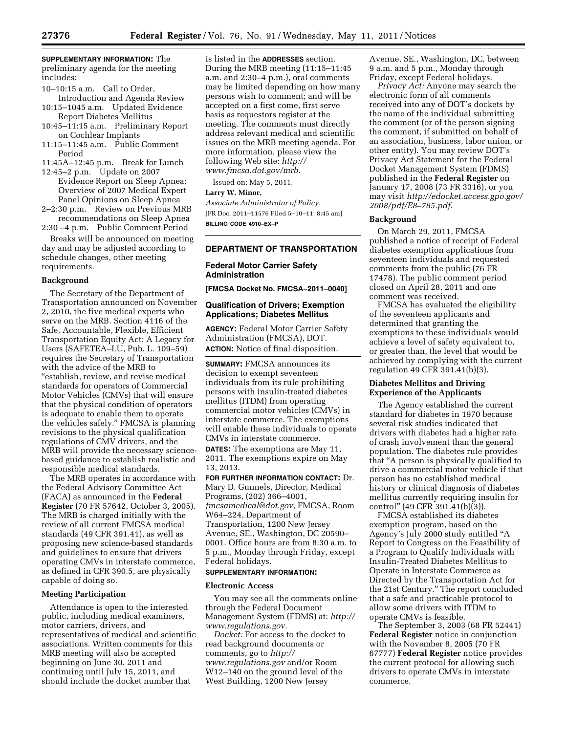**SUPPLEMENTARY INFORMATION:** The preliminary agenda for the meeting includes:

10–10:15 a.m. Call to Order, Introduction and Agenda Review
10:15–1045 a.m. Updated Evidence Report Diabetes Mellitus
10:45–11:15 a.m. Preliminary Report on Cochlear Implants
11:15–11:45 a.m. Public Comment Period
11:45A–12:45 p.m. Break for Lunch
12:45–2 p.m. Update on 2007 Evidence Report on Sleep Apnea; Overview of 2007 Medical Expert Panel Opinions on Sleep Apnea
2–2:30 p.m. Review on Previous MRB recommendations on Sleep Apnea
2:30 –4 p.m. Public Comment Period

Breaks will be announced on meeting day and may be adjusted according to schedule changes, other meeting requirements.

## Background

The Secretary of the Department of Transportation announced on November 2, 2010, the five medical experts who serve on the MRB. Section 4116 of the Safe, Accountable, Flexible, Efficient Transportation Equity Act: A Legacy for Users (SAFETEA–LU, Pub. L. 109–59) requires the Secretary of Transportation with the advice of the MRB to "establish, review, and revise medical standards for operators of Commercial Motor Vehicles (CMVs) that will ensure that the physical condition of operators is adequate to enable them to operate the vehicles safely." FMCSA is planning revisions to the physical qualification regulations of CMV drivers, and the MRB will provide the necessary science-based guidance to establish realistic and responsible medical standards.

The MRB operates in accordance with the Federal Advisory Committee Act (FACA) as announced in the **Federal Register** (70 FR 57642, October 3, 2005). The MRB is charged initially with the review of all current FMCSA medical standards (49 CFR 391.41), as well as proposing new science-based standards and guidelines to ensure that drivers operating CMVs in interstate commerce, as defined in CFR 390.5, are physically capable of doing so.

## Meeting Participation

Attendance is open to the interested public, including medical examiners, motor carriers, drivers, and representatives of medical and scientific associations. Written comments for this MRB meeting will also be accepted beginning on June 30, 2011 and continuing until July 15, 2011, and should include the docket number that is listed in the **ADDRESSES** section. During the MRB meeting (11:15–11:45 a.m. and 2:30–4 p.m.), oral comments may be limited depending on how many persons wish to comment; and will be accepted on a first come, first serve basis as requestors register at the meeting. The comments must directly address relevant medical and scientific issues on the MRB meeting agenda. For more information, please view the following Web site: *http://www.fmcsa.dot.gov/mrb.*

Issued on: May 5, 2011.

**Larry W. Minor,**

*Associate Administrator of Policy.*

[FR Doc. 2011–11576 Filed 5–10–11; 8:45 am]

**BILLING CODE 4910–EX–P**

# DEPARTMENT OF TRANSPORTATION

## Federal Motor Carrier Safety Administration

**[FMCSA Docket No. FMCSA–2011–0040]**

## Qualification of Drivers; Exemption Applications; Diabetes Mellitus

**AGENCY:** Federal Motor Carrier Safety Administration (FMCSA), DOT.

**ACTION:** Notice of final disposition.

**SUMMARY:** FMCSA announces its decision to exempt seventeen individuals from its rule prohibiting persons with insulin-treated diabetes mellitus (ITDM) from operating commercial motor vehicles (CMVs) in interstate commerce. The exemptions will enable these individuals to operate CMVs in interstate commerce.

**DATES:** The exemptions are May 11, 2011. The exemptions expire on May 13, 2013.

**FOR FURTHER INFORMATION CONTACT:** Dr. Mary D. Gunnels, Director, Medical Programs, (202) 366–4001, *fmcsamedical@dot.gov,* FMCSA, Room W64–224, Department of Transportation, 1200 New Jersey Avenue, SE., Washington, DC 20590–0001. Office hours are from 8:30 a.m. to 5 p.m., Monday through Friday, except Federal holidays.

**SUPPLEMENTARY INFORMATION:**

## Electronic Access

You may see all the comments online through the Federal Document Management System (FDMS) at: *http://www.regulations.gov.*

*Docket:* For access to the docket to read background documents or comments, go to *http://www.regulations.gov* and/or Room W12–140 on the ground level of the West Building, 1200 New Jersey Avenue, SE., Washington, DC, between 9 a.m. and 5 p.m., Monday through Friday, except Federal holidays.

*Privacy Act:* Anyone may search the electronic form of all comments received into any of DOT's dockets by the name of the individual submitting the comment (or of the person signing the comment, if submitted on behalf of an association, business, labor union, or other entity). You may review DOT's Privacy Act Statement for the Federal Docket Management System (FDMS) published in the **Federal Register** on January 17, 2008 (73 FR 3316), or you may visit *http://edocket.access.gpo.gov/2008/pdf/E8–785.pdf.*

## Background

On March 29, 2011, FMCSA published a notice of receipt of Federal diabetes exemption applications from seventeen individuals and requested comments from the public (76 FR 17478). The public comment period closed on April 28, 2011 and one comment was received.

FMCSA has evaluated the eligibility of the seventeen applicants and determined that granting the exemptions to these individuals would achieve a level of safety equivalent to, or greater than, the level that would be achieved by complying with the current regulation 49 CFR 391.41(b)(3).

## Diabetes Mellitus and Driving Experience of the Applicants

The Agency established the current standard for diabetes in 1970 because several risk studies indicated that drivers with diabetes had a higher rate of crash involvement than the general population. The diabetes rule provides that "A person is physically qualified to drive a commercial motor vehicle if that person has no established medical history or clinical diagnosis of diabetes mellitus currently requiring insulin for control" (49 CFR 391.41(b)(3)).

FMCSA established its diabetes exemption program, based on the Agency's July 2000 study entitled "A Report to Congress on the Feasibility of a Program to Qualify Individuals with Insulin-Treated Diabetes Mellitus to Operate in Interstate Commerce as Directed by the Transportation Act for the 21st Century." The report concluded that a safe and practicable protocol to allow some drivers with ITDM to operate CMVs is feasible.

The September 3, 2003 (68 FR 52441) **Federal Register** notice in conjunction with the November 8, 2005 (70 FR 67777) **Federal Register** notice provides the current protocol for allowing such drivers to operate CMVs in interstate commerce.